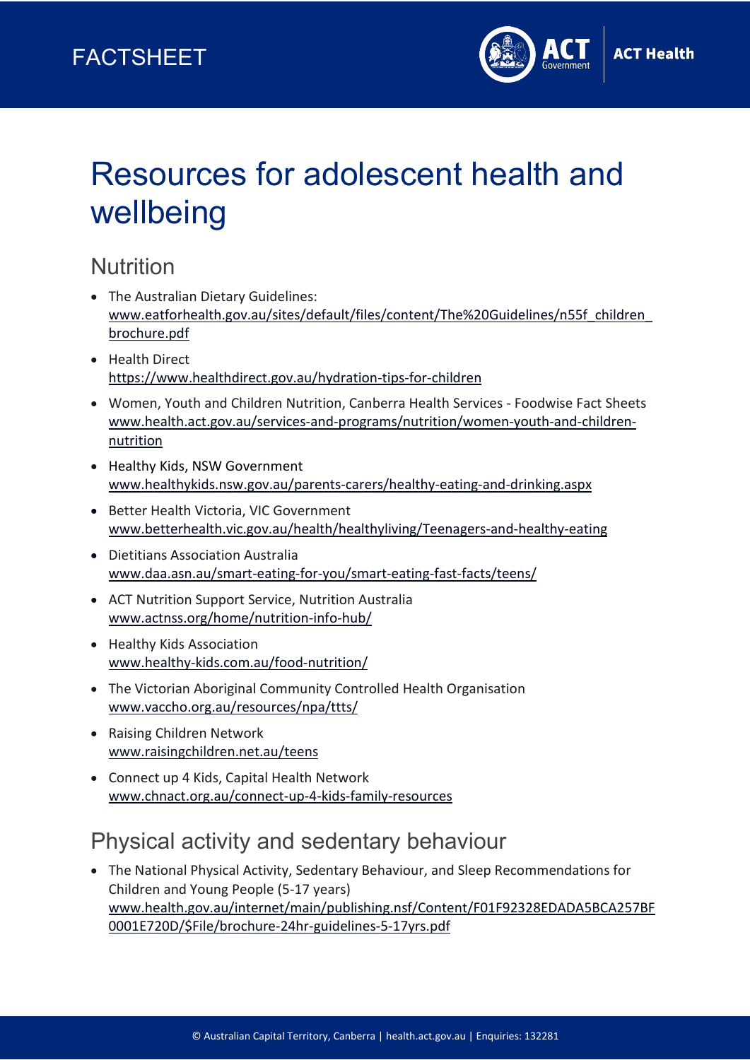FACTSHEET

# Resources for adolescent health and wellbeing

## Nutrition

- The Australian Dietary Guidelines:
  www.eatforhealth.gov.au/sites/default/files/content/The%20Guidelines/n55f_children_brochure.pdf
- Health Direct
  https://www.healthdirect.gov.au/hydration-tips-for-children
- Women, Youth and Children Nutrition, Canberra Health Services - Foodwise Fact Sheets
  www.health.act.gov.au/services-and-programs/nutrition/women-youth-and-children-nutrition
- Healthy Kids, NSW Government
  www.healthykids.nsw.gov.au/parents-carers/healthy-eating-and-drinking.aspx
- Better Health Victoria, VIC Government
  www.betterhealth.vic.gov.au/health/healthyliving/Teenagers-and-healthy-eating
- Dietitians Association Australia
  www.daa.asn.au/smart-eating-for-you/smart-eating-fast-facts/teens/
- ACT Nutrition Support Service, Nutrition Australia
  www.actnss.org/home/nutrition-info-hub/
- Healthy Kids Association
  www.healthy-kids.com.au/food-nutrition/
- The Victorian Aboriginal Community Controlled Health Organisation
  www.vaccho.org.au/resources/npa/ttts/
- Raising Children Network
  www.raisingchildren.net.au/teens
- Connect up 4 Kids, Capital Health Network
  www.chnact.org.au/connect-up-4-kids-family-resources

## Physical activity and sedentary behaviour

- The National Physical Activity, Sedentary Behaviour, and Sleep Recommendations for Children and Young People (5-17 years)
  www.health.gov.au/internet/main/publishing.nsf/Content/F01F92328EDADA5BCA257BF0001E720D/$File/brochure-24hr-guidelines-5-17yrs.pdf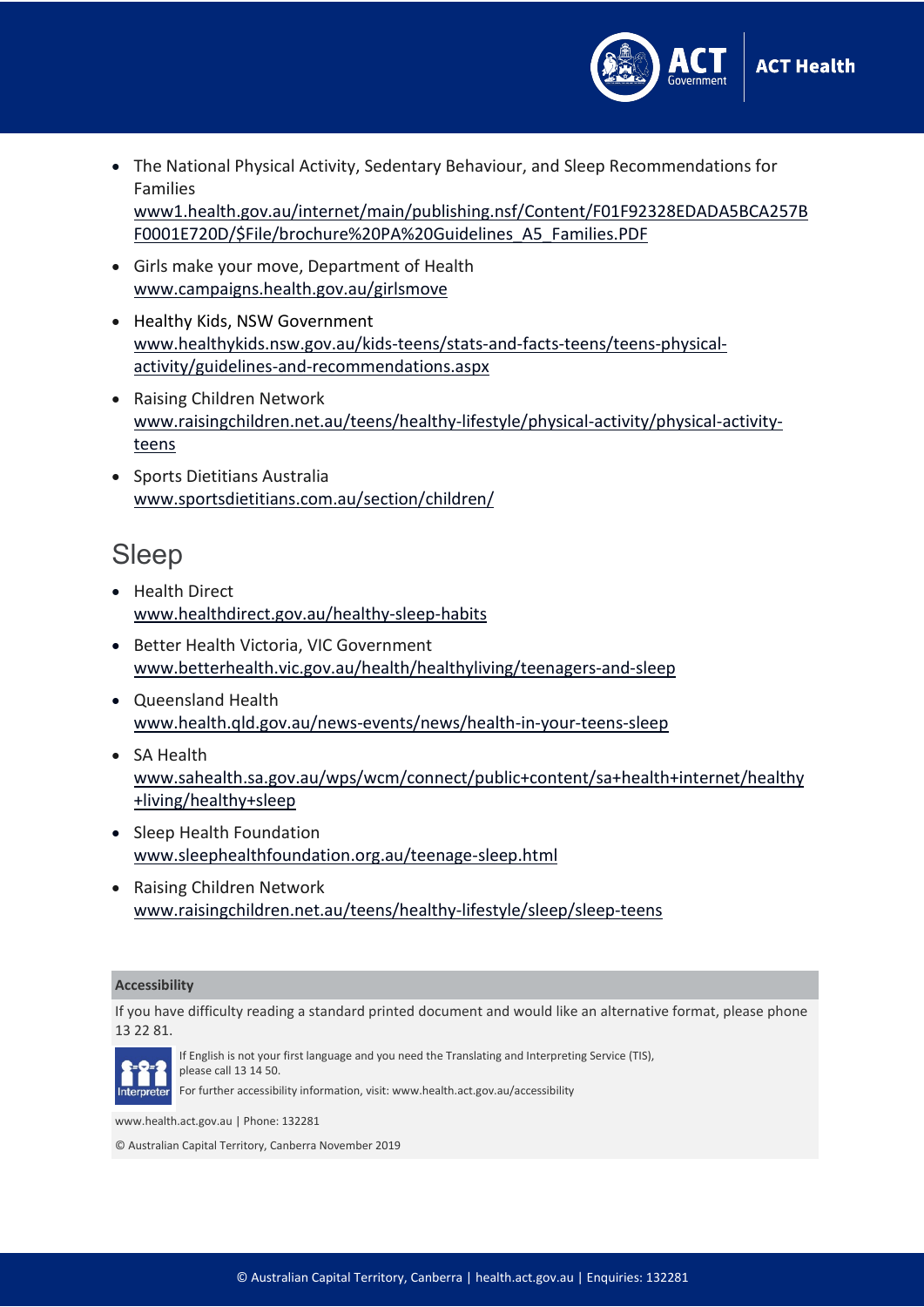- The National Physical Activity, Sedentary Behaviour, and Sleep Recommendations for Families
  www1.health.gov.au/internet/main/publishing.nsf/Content/F01F92328EDADA5BCA257BF0001E720D/$File/brochure%20PA%20Guidelines_A5_Families.PDF
- Girls make your move, Department of Health
  www.campaigns.health.gov.au/girlsmove
- Healthy Kids, NSW Government
  www.healthykids.nsw.gov.au/kids-teens/stats-and-facts-teens/teens-physical-activity/guidelines-and-recommendations.aspx
- Raising Children Network
  www.raisingchildren.net.au/teens/healthy-lifestyle/physical-activity/physical-activity-teens
- Sports Dietitians Australia
  www.sportsdietitians.com.au/section/children/

## Sleep

- Health Direct
  www.healthdirect.gov.au/healthy-sleep-habits
- Better Health Victoria, VIC Government
  www.betterhealth.vic.gov.au/health/healthyliving/teenagers-and-sleep
- Queensland Health
  www.health.qld.gov.au/news-events/news/health-in-your-teens-sleep
- SA Health
  www.sahealth.sa.gov.au/wps/wcm/connect/public+content/sa+health+internet/healthy+living/healthy+sleep
- Sleep Health Foundation
  www.sleephealthfoundation.org.au/teenage-sleep.html
- Raising Children Network
  www.raisingchildren.net.au/teens/healthy-lifestyle/sleep/sleep-teens

**Accessibility**

If you have difficulty reading a standard printed document and would like an alternative format, please phone 13 22 81.

If English is not your first language and you need the Translating and Interpreting Service (TIS), please call 13 14 50.

For further accessibility information, visit: www.health.act.gov.au/accessibility

www.health.act.gov.au | Phone: 132281

© Australian Capital Territory, Canberra November 2019